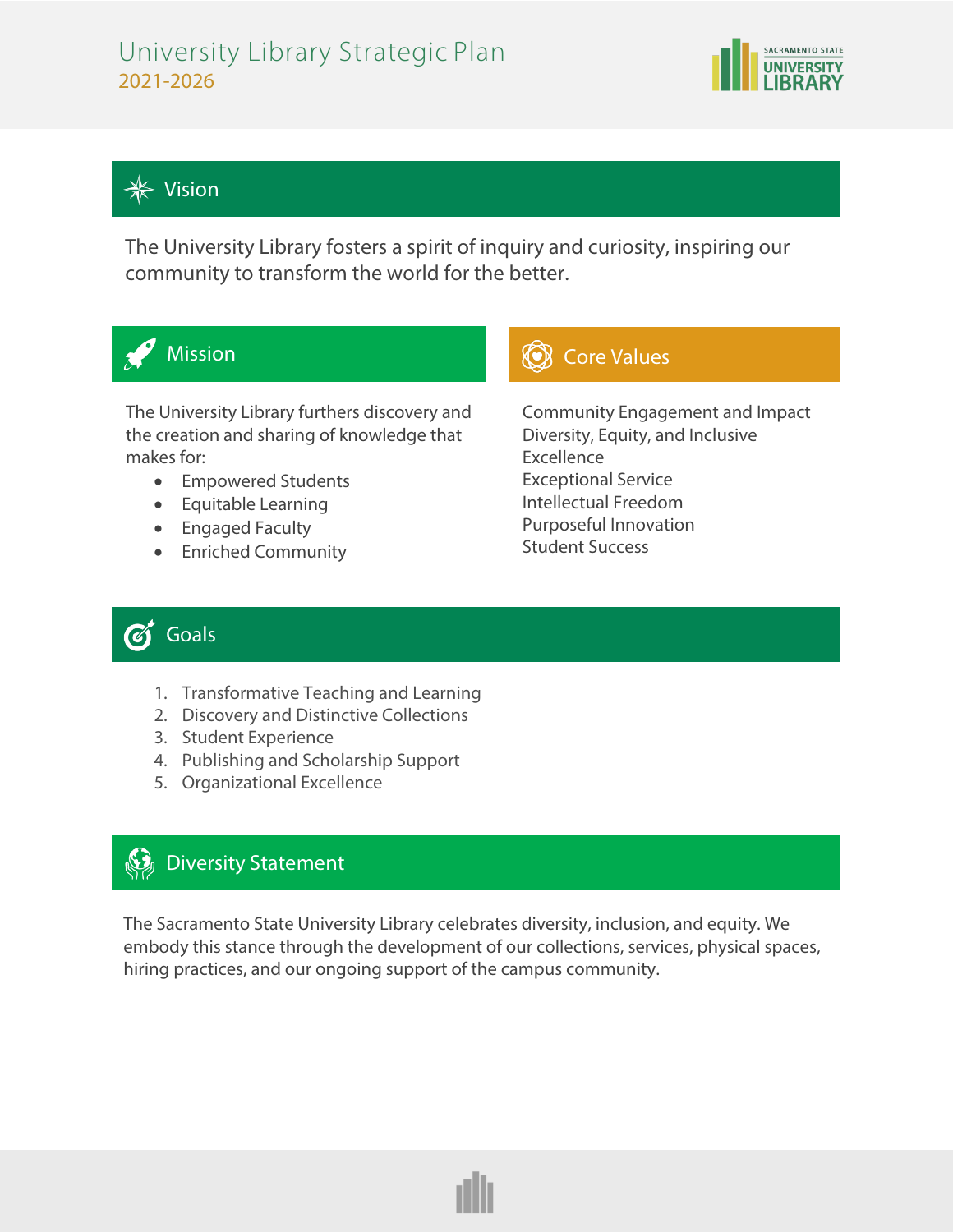# University Library Strategic Plan
## 2021-2026

SACRAMENTO STATE UNIVERSITY LIBRARY

## Vision

The University Library fosters a spirit of inquiry and curiosity, inspiring our community to transform the world for the better.

## Mission

The University Library furthers discovery and the creation and sharing of knowledge that makes for:

- Empowered Students
- Equitable Learning
- Engaged Faculty
- Enriched Community

## Core Values

Community Engagement and Impact
Diversity, Equity, and Inclusive Excellence
Exceptional Service
Intellectual Freedom
Purposeful Innovation
Student Success

## Goals

1. Transformative Teaching and Learning
2. Discovery and Distinctive Collections
3. Student Experience
4. Publishing and Scholarship Support
5. Organizational Excellence

## Diversity Statement

The Sacramento State University Library celebrates diversity, inclusion, and equity. We embody this stance through the development of our collections, services, physical spaces, hiring practices, and our ongoing support of the campus community.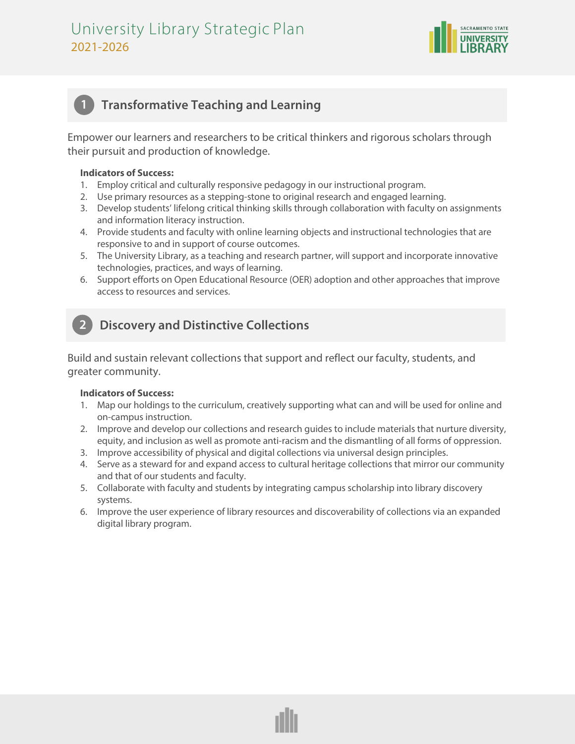# University Library Strategic Plan
## 2021-2026

## 1 Transformative Teaching and Learning

Empower our learners and researchers to be critical thinkers and rigorous scholars through their pursuit and production of knowledge.

**Indicators of Success:**

1. Employ critical and culturally responsive pedagogy in our instructional program.
2. Use primary resources as a stepping-stone to original research and engaged learning.
3. Develop students' lifelong critical thinking skills through collaboration with faculty on assignments and information literacy instruction.
4. Provide students and faculty with online learning objects and instructional technologies that are responsive to and in support of course outcomes.
5. The University Library, as a teaching and research partner, will support and incorporate innovative technologies, practices, and ways of learning.
6. Support efforts on Open Educational Resource (OER) adoption and other approaches that improve access to resources and services.

## 2 Discovery and Distinctive Collections

Build and sustain relevant collections that support and reflect our faculty, students, and greater community.

**Indicators of Success:**

1. Map our holdings to the curriculum, creatively supporting what can and will be used for online and on-campus instruction.
2. Improve and develop our collections and research guides to include materials that nurture diversity, equity, and inclusion as well as promote anti-racism and the dismantling of all forms of oppression.
3. Improve accessibility of physical and digital collections via universal design principles.
4. Serve as a steward for and expand access to cultural heritage collections that mirror our community and that of our students and faculty.
5. Collaborate with faculty and students by integrating campus scholarship into library discovery systems.
6. Improve the user experience of library resources and discoverability of collections via an expanded digital library program.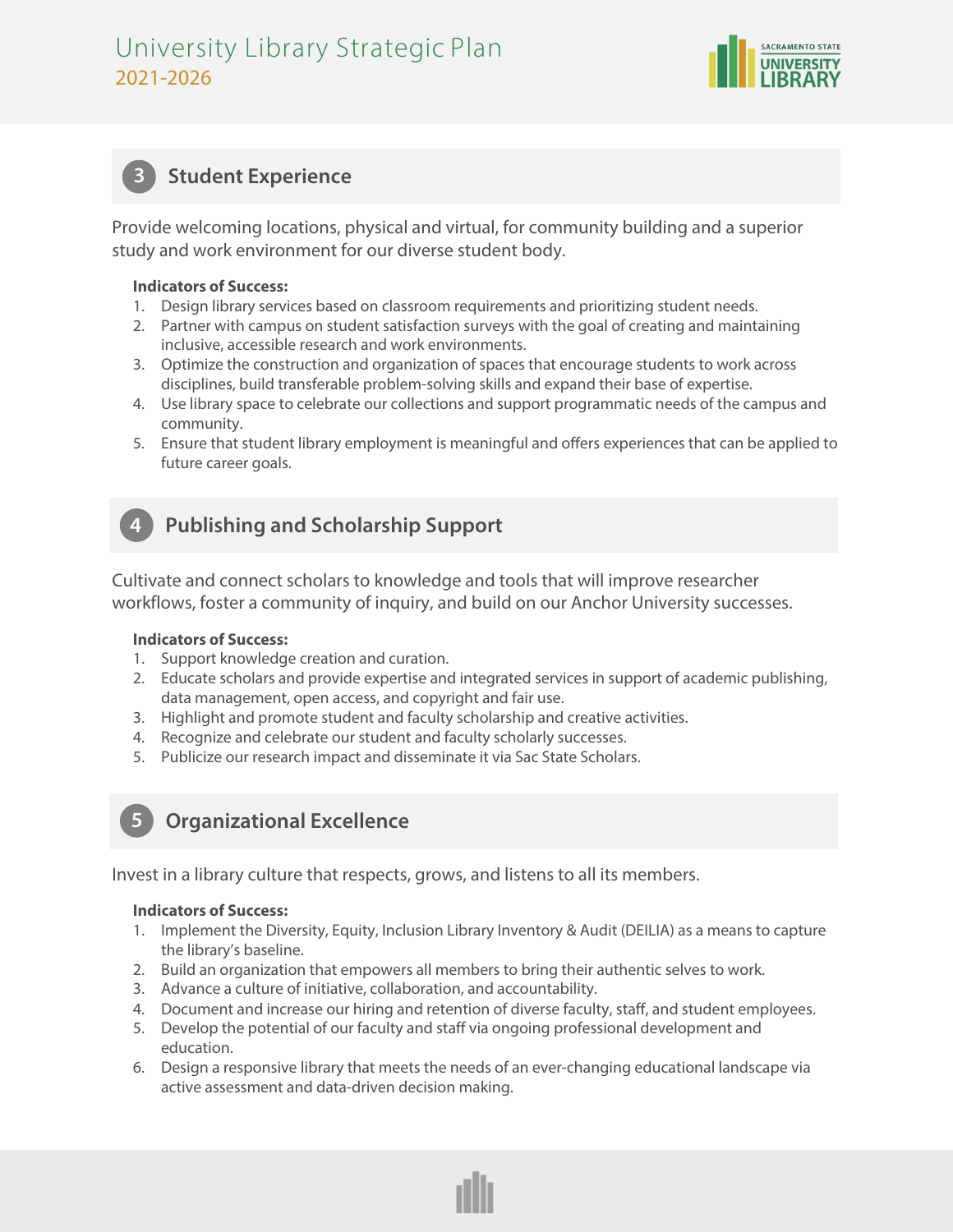## 3 Student Experience

Provide welcoming locations, physical and virtual, for community building and a superior study and work environment for our diverse student body.

**Indicators of Success:**

1. Design library services based on classroom requirements and prioritizing student needs.
2. Partner with campus on student satisfaction surveys with the goal of creating and maintaining inclusive, accessible research and work environments.
3. Optimize the construction and organization of spaces that encourage students to work across disciplines, build transferable problem-solving skills and expand their base of expertise.
4. Use library space to celebrate our collections and support programmatic needs of the campus and community.
5. Ensure that student library employment is meaningful and offers experiences that can be applied to future career goals.

## 4 Publishing and Scholarship Support

Cultivate and connect scholars to knowledge and tools that will improve researcher workflows, foster a community of inquiry, and build on our Anchor University successes.

**Indicators of Success:**

1. Support knowledge creation and curation.
2. Educate scholars and provide expertise and integrated services in support of academic publishing, data management, open access, and copyright and fair use.
3. Highlight and promote student and faculty scholarship and creative activities.
4. Recognize and celebrate our student and faculty scholarly successes.
5. Publicize our research impact and disseminate it via Sac State Scholars.

## 5 Organizational Excellence

Invest in a library culture that respects, grows, and listens to all its members.

**Indicators of Success:**

1. Implement the Diversity, Equity, Inclusion Library Inventory & Audit (DEILIA) as a means to capture the library's baseline.
2. Build an organization that empowers all members to bring their authentic selves to work.
3. Advance a culture of initiative, collaboration, and accountability.
4. Document and increase our hiring and retention of diverse faculty, staff, and student employees.
5. Develop the potential of our faculty and staff via ongoing professional development and education.
6. Design a responsive library that meets the needs of an ever-changing educational landscape via active assessment and data-driven decision making.